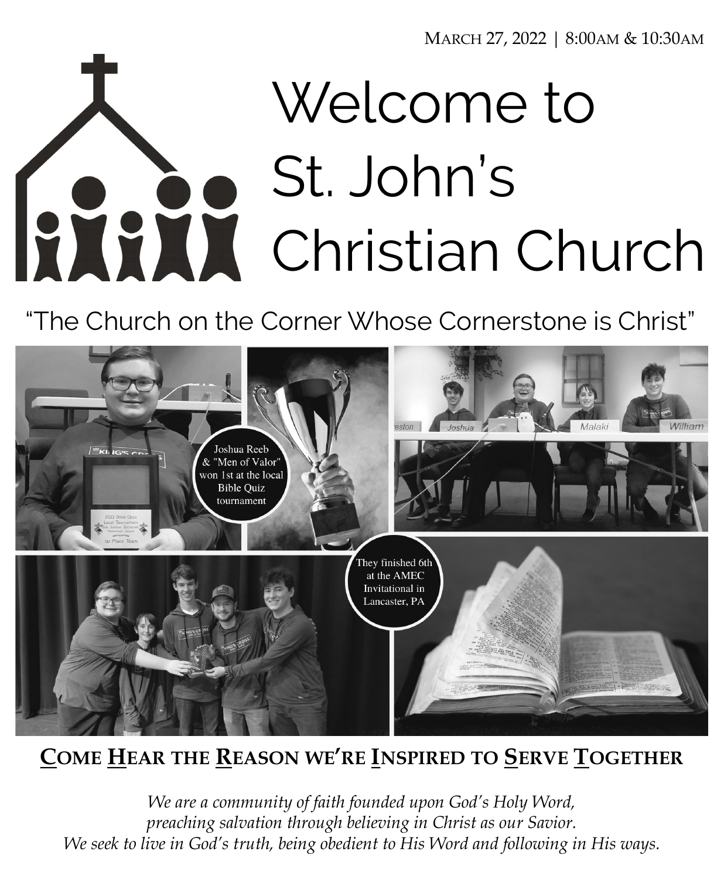MARCH 27, 2022 | 8:00AM & 10:30AM

# Welcome to St. John's Christian Church

"The Church on the Corner Whose Cornerstone is Christ"

Joshua Reeb & "Men of Valor" won 1st at the local Bible Quiz tournament

They finished 6th at the AMEC Invitational in Lancaster, PA

## COME HEAR THE REASON WE'RE INSPIRED TO SERVE TOGETHER

*We are a community of faith founded upon God's Holy Word, preaching salvation through believing in Christ as our Savior. We seek to live in God's truth, being obedient to His Word and following in His ways.*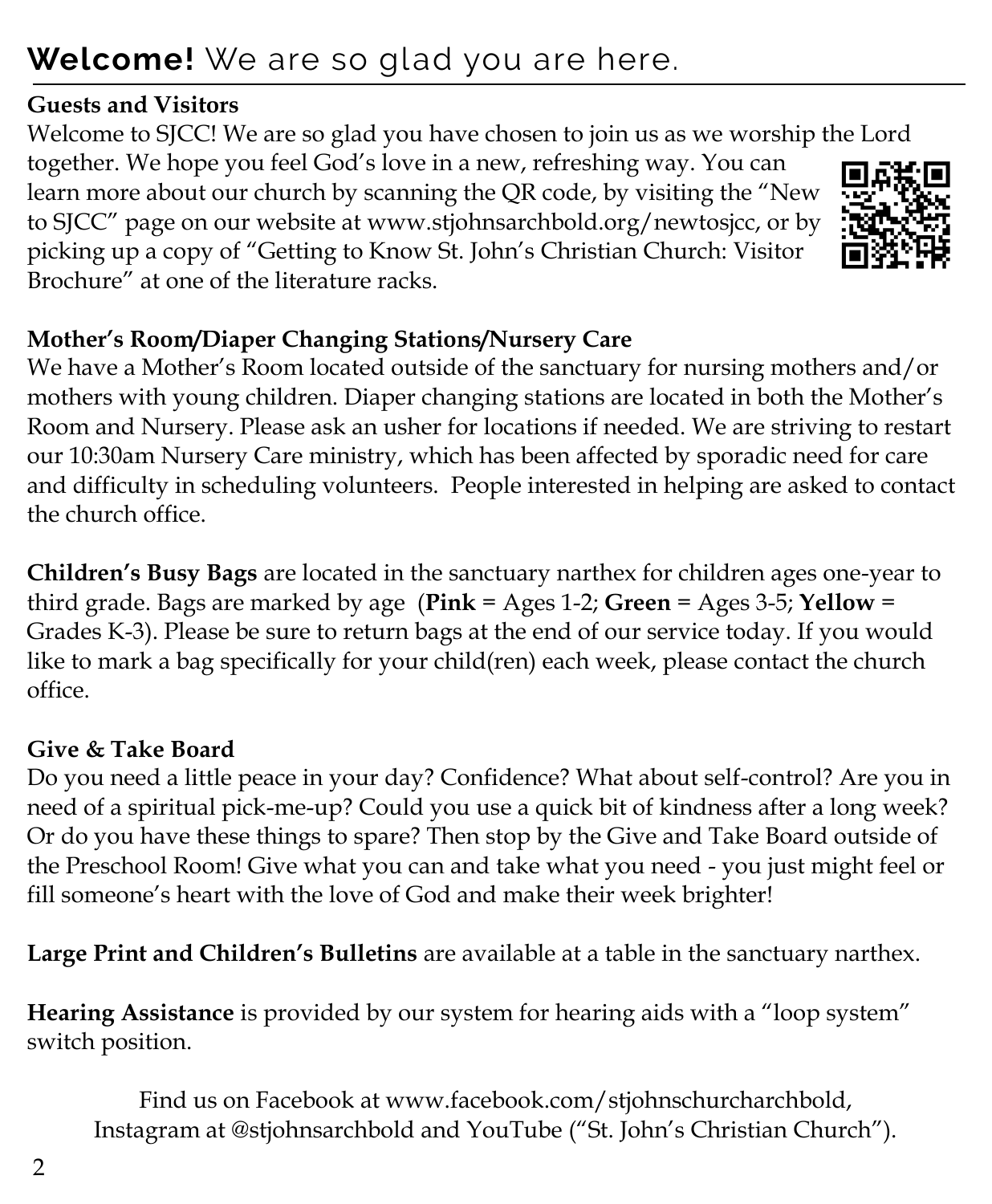# **Welcome!** We are so glad you are here.

**Guests and Visitors**

Welcome to SJCC! We are so glad you have chosen to join us as we worship the Lord together. We hope you feel God's love in a new, refreshing way. You can learn more about our church by scanning the QR code, by visiting the "New to SJCC" page on our website at www.stjohnsarchbold.org/newtosjcc, or by picking up a copy of "Getting to Know St. John's Christian Church: Visitor Brochure" at one of the literature racks.

**Mother's Room/Diaper Changing Stations/Nursery Care**

We have a Mother's Room located outside of the sanctuary for nursing mothers and/or mothers with young children. Diaper changing stations are located in both the Mother's Room and Nursery. Please ask an usher for locations if needed. We are striving to restart our 10:30am Nursery Care ministry, which has been affected by sporadic need for care and difficulty in scheduling volunteers. People interested in helping are asked to contact the church office.

**Children's Busy Bags** are located in the sanctuary narthex for children ages one-year to third grade. Bags are marked by age (**Pink** = Ages 1-2; **Green** = Ages 3-5; **Yellow** = Grades K-3). Please be sure to return bags at the end of our service today. If you would like to mark a bag specifically for your child(ren) each week, please contact the church office.

**Give & Take Board**

Do you need a little peace in your day? Confidence? What about self-control? Are you in need of a spiritual pick-me-up? Could you use a quick bit of kindness after a long week? Or do you have these things to spare? Then stop by the Give and Take Board outside of the Preschool Room! Give what you can and take what you need - you just might feel or fill someone's heart with the love of God and make their week brighter!

**Large Print and Children's Bulletins** are available at a table in the sanctuary narthex.

**Hearing Assistance** is provided by our system for hearing aids with a "loop system" switch position.

Find us on Facebook at www.facebook.com/stjohnschurcharchbold,
Instagram at @stjohnsarchbold and YouTube ("St. John's Christian Church").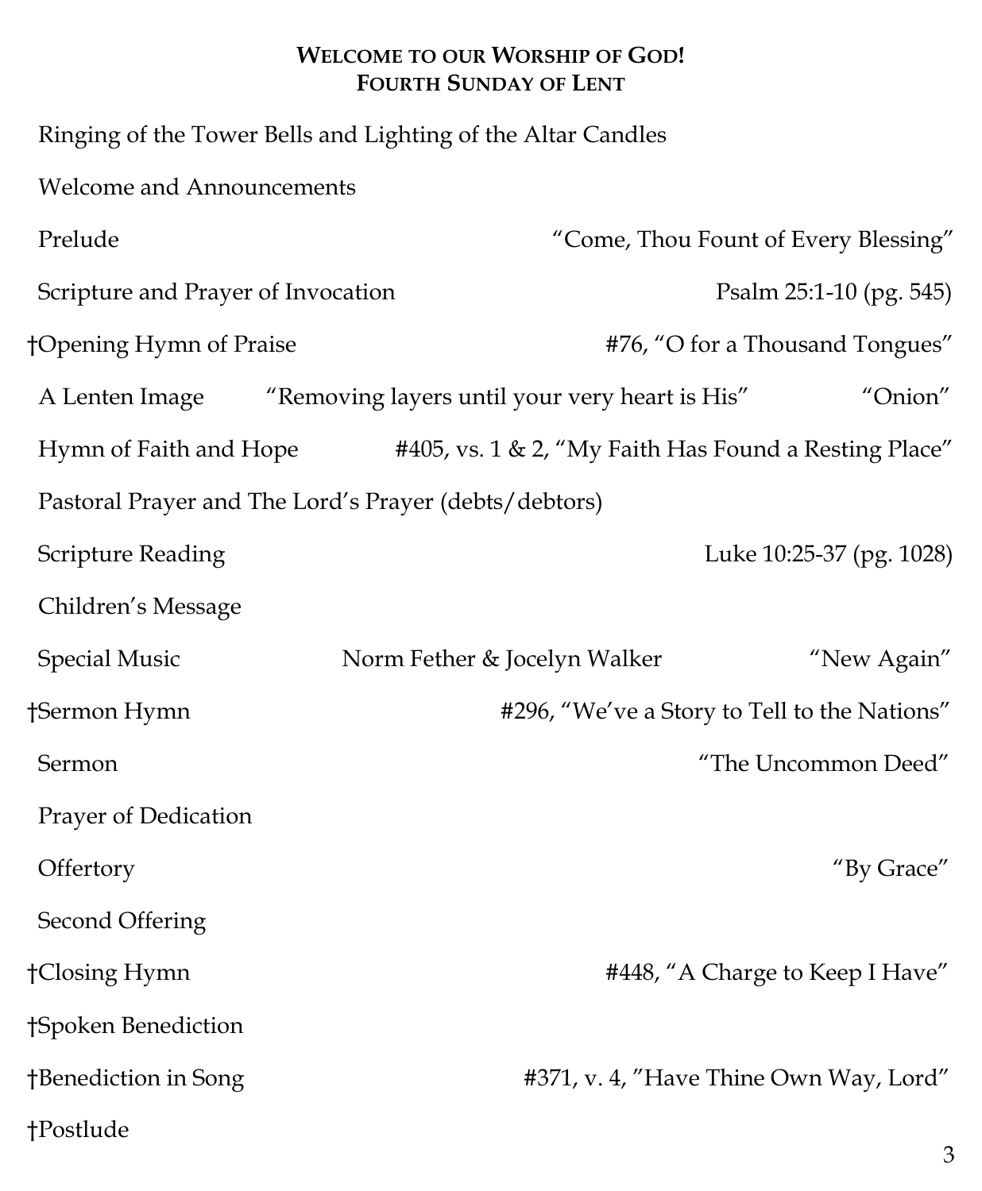## WELCOME TO OUR WORSHIP OF GOD!
## FOURTH SUNDAY OF LENT

Ringing of the Tower Bells and Lighting of the Altar Candles

Welcome and Announcements

Prelude "Come, Thou Fount of Every Blessing"

Scripture and Prayer of Invocation Psalm 25:1-10 (pg. 545)

†Opening Hymn of Praise #76, "O for a Thousand Tongues"

A Lenten Image "Removing layers until your very heart is His" "Onion"

Hymn of Faith and Hope #405, vs. 1 & 2, "My Faith Has Found a Resting Place"

Pastoral Prayer and The Lord's Prayer (debts/debtors)

Scripture Reading Luke 10:25-37 (pg. 1028)

Children's Message

Special Music Norm Fether & Jocelyn Walker "New Again"

†Sermon Hymn #296, "We've a Story to Tell to the Nations"

Sermon "The Uncommon Deed"

Prayer of Dedication

Offertory "By Grace"

Second Offering

†Closing Hymn #448, "A Charge to Keep I Have"

†Spoken Benediction

†Benediction in Song #371, v. 4, "Have Thine Own Way, Lord"

†Postlude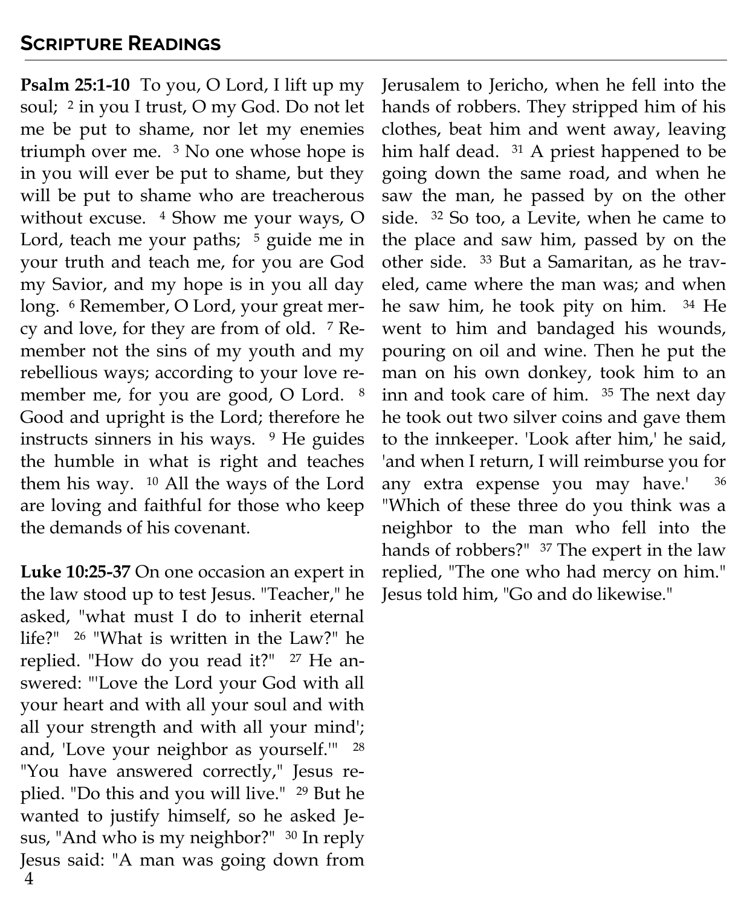## Scripture Readings

**Psalm 25:1-10** To you, O Lord, I lift up my soul; [2] in you I trust, O my God. Do not let me be put to shame, nor let my enemies triumph over me. [3] No one whose hope is in you will ever be put to shame, but they will be put to shame who are treacherous without excuse. [4] Show me your ways, O Lord, teach me your paths; [5] guide me in your truth and teach me, for you are God my Savior, and my hope is in you all day long. [6] Remember, O Lord, your great mercy and love, for they are from of old. [7] Remember not the sins of my youth and my rebellious ways; according to your love remember me, for you are good, O Lord. [8] Good and upright is the Lord; therefore he instructs sinners in his ways. [9] He guides the humble in what is right and teaches them his way. [10] All the ways of the Lord are loving and faithful for those who keep the demands of his covenant.

**Luke 10:25-37** On one occasion an expert in the law stood up to test Jesus. "Teacher," he asked, "what must I do to inherit eternal life?" [26] "What is written in the Law?" he replied. "How do you read it?" [27] He answered: "'Love the Lord your God with all your heart and with all your soul and with all your strength and with all your mind'; and, 'Love your neighbor as yourself.'" [28] "You have answered correctly," Jesus replied. "Do this and you will live." [29] But he wanted to justify himself, so he asked Jesus, "And who is my neighbor?" [30] In reply Jesus said: "A man was going down from Jerusalem to Jericho, when he fell into the hands of robbers. They stripped him of his clothes, beat him and went away, leaving him half dead. [31] A priest happened to be going down the same road, and when he saw the man, he passed by on the other side. [32] So too, a Levite, when he came to the place and saw him, passed by on the other side. [33] But a Samaritan, as he traveled, came where the man was; and when he saw him, he took pity on him. [34] He went to him and bandaged his wounds, pouring on oil and wine. Then he put the man on his own donkey, took him to an inn and took care of him. [35] The next day he took out two silver coins and gave them to the innkeeper. 'Look after him,' he said, 'and when I return, I will reimburse you for any extra expense you may have.' [36] "Which of these three do you think was a neighbor to the man who fell into the hands of robbers?" [37] The expert in the law replied, "The one who had mercy on him." Jesus told him, "Go and do likewise."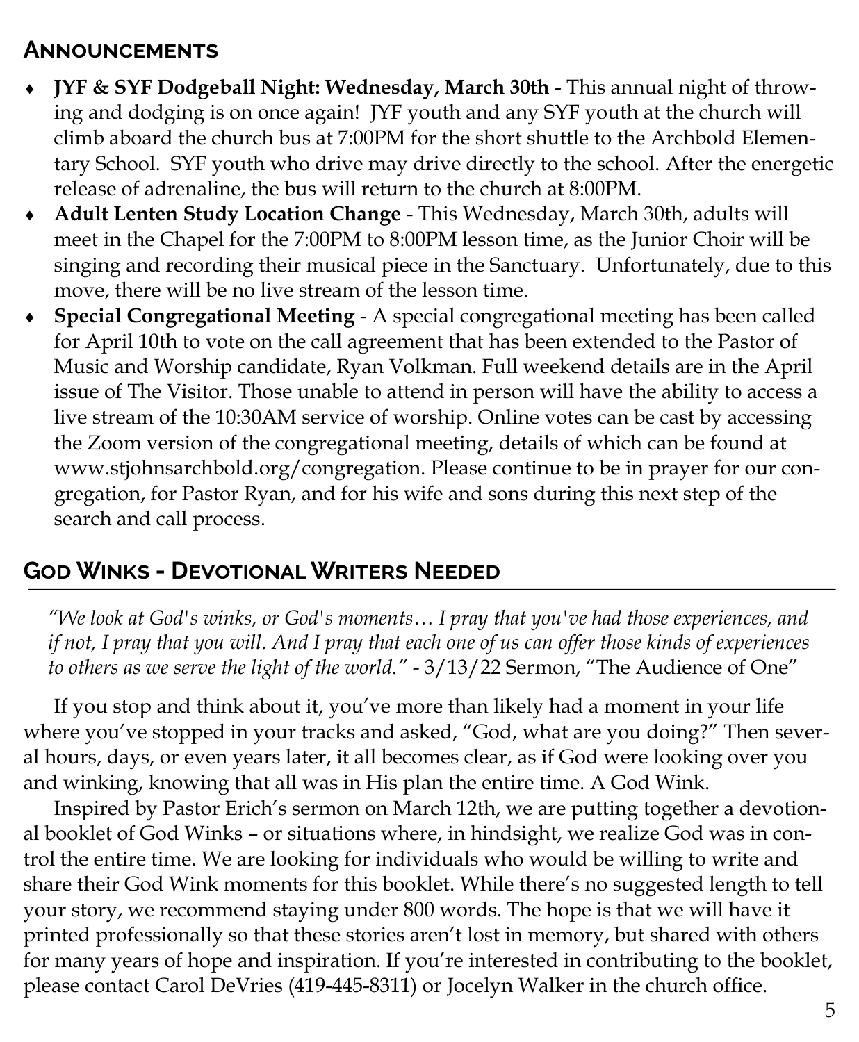## Announcements

- **JYF & SYF Dodgeball Night: Wednesday, March 30th** - This annual night of throwing and dodging is on once again! JYF youth and any SYF youth at the church will climb aboard the church bus at 7:00PM for the short shuttle to the Archbold Elementary School. SYF youth who drive may drive directly to the school. After the energetic release of adrenaline, the bus will return to the church at 8:00PM.
- **Adult Lenten Study Location Change** - This Wednesday, March 30th, adults will meet in the Chapel for the 7:00PM to 8:00PM lesson time, as the Junior Choir will be singing and recording their musical piece in the Sanctuary. Unfortunately, due to this move, there will be no live stream of the lesson time.
- **Special Congregational Meeting** - A special congregational meeting has been called for April 10th to vote on the call agreement that has been extended to the Pastor of Music and Worship candidate, Ryan Volkman. Full weekend details are in the April issue of The Visitor. Those unable to attend in person will have the ability to access a live stream of the 10:30AM service of worship. Online votes can be cast by accessing the Zoom version of the congregational meeting, details of which can be found at www.stjohnsarchbold.org/congregation. Please continue to be in prayer for our congregation, for Pastor Ryan, and for his wife and sons during this next step of the search and call process.

## God Winks - Devotional Writers Needed

*"We look at God's winks, or God's moments… I pray that you've had those experiences, and if not, I pray that you will. And I pray that each one of us can offer those kinds of experiences to others as we serve the light of the world."* - 3/13/22 Sermon, "The Audience of One"

If you stop and think about it, you've more than likely had a moment in your life where you've stopped in your tracks and asked, "God, what are you doing?" Then several hours, days, or even years later, it all becomes clear, as if God were looking over you and winking, knowing that all was in His plan the entire time. A God Wink.

Inspired by Pastor Erich's sermon on March 12th, we are putting together a devotional booklet of God Winks – or situations where, in hindsight, we realize God was in control the entire time. We are looking for individuals who would be willing to write and share their God Wink moments for this booklet. While there's no suggested length to tell your story, we recommend staying under 800 words. The hope is that we will have it printed professionally so that these stories aren't lost in memory, but shared with others for many years of hope and inspiration. If you're interested in contributing to the booklet, please contact Carol DeVries (419-445-8311) or Jocelyn Walker in the church office.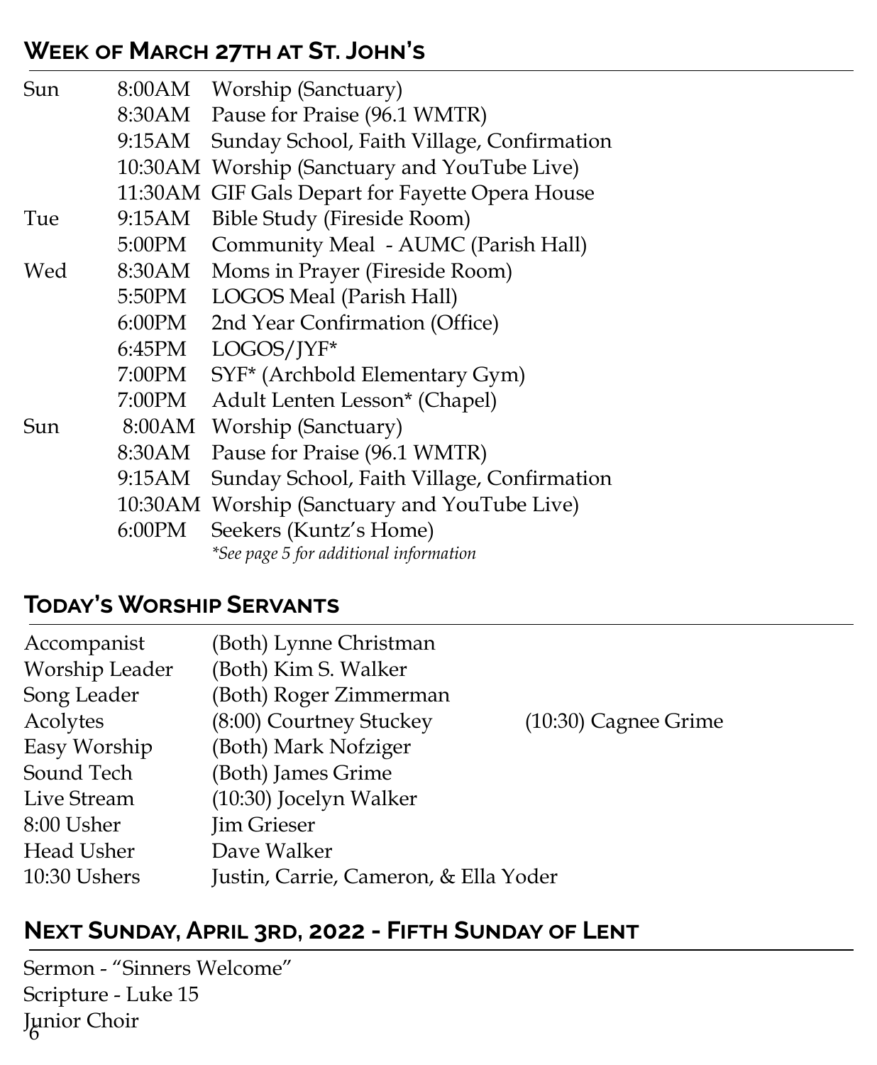## Week of March 27th at St. John's

| | | |
|---|---|---|
| Sun | 8:00AM | Worship (Sanctuary) |
| | 8:30AM | Pause for Praise (96.1 WMTR) |
| | 9:15AM | Sunday School, Faith Village, Confirmation |
| | 10:30AM | Worship (Sanctuary and YouTube Live) |
| | 11:30AM | GIF Gals Depart for Fayette Opera House |
| Tue | 9:15AM | Bible Study (Fireside Room) |
| | 5:00PM | Community Meal - AUMC (Parish Hall) |
| Wed | 8:30AM | Moms in Prayer (Fireside Room) |
| | 5:50PM | LOGOS Meal (Parish Hall) |
| | 6:00PM | 2nd Year Confirmation (Office) |
| | 6:45PM | LOGOS/JYF* |
| | 7:00PM | SYF* (Archbold Elementary Gym) |
| | 7:00PM | Adult Lenten Lesson* (Chapel) |
| Sun | 8:00AM | Worship (Sanctuary) |
| | 8:30AM | Pause for Praise (96.1 WMTR) |
| | 9:15AM | Sunday School, Faith Village, Confirmation |
| | 10:30AM | Worship (Sanctuary and YouTube Live) |
| | 6:00PM | Seekers (Kuntz's Home) |

*\*See page 5 for additional information*

## Today's Worship Servants

| | | |
|---|---|---|
| Accompanist | (Both) Lynne Christman | |
| Worship Leader | (Both) Kim S. Walker | |
| Song Leader | (Both) Roger Zimmerman | |
| Acolytes | (8:00) Courtney Stuckey | (10:30) Cagnee Grime |
| Easy Worship | (Both) Mark Nofziger | |
| Sound Tech | (Both) James Grime | |
| Live Stream | (10:30) Jocelyn Walker | |
| 8:00 Usher | Jim Grieser | |
| Head Usher | Dave Walker | |
| 10:30 Ushers | Justin, Carrie, Cameron, & Ella Yoder | |

## Next Sunday, April 3rd, 2022 - Fifth Sunday of Lent

Sermon - "Sinners Welcome"
Scripture - Luke 15
Junior Choir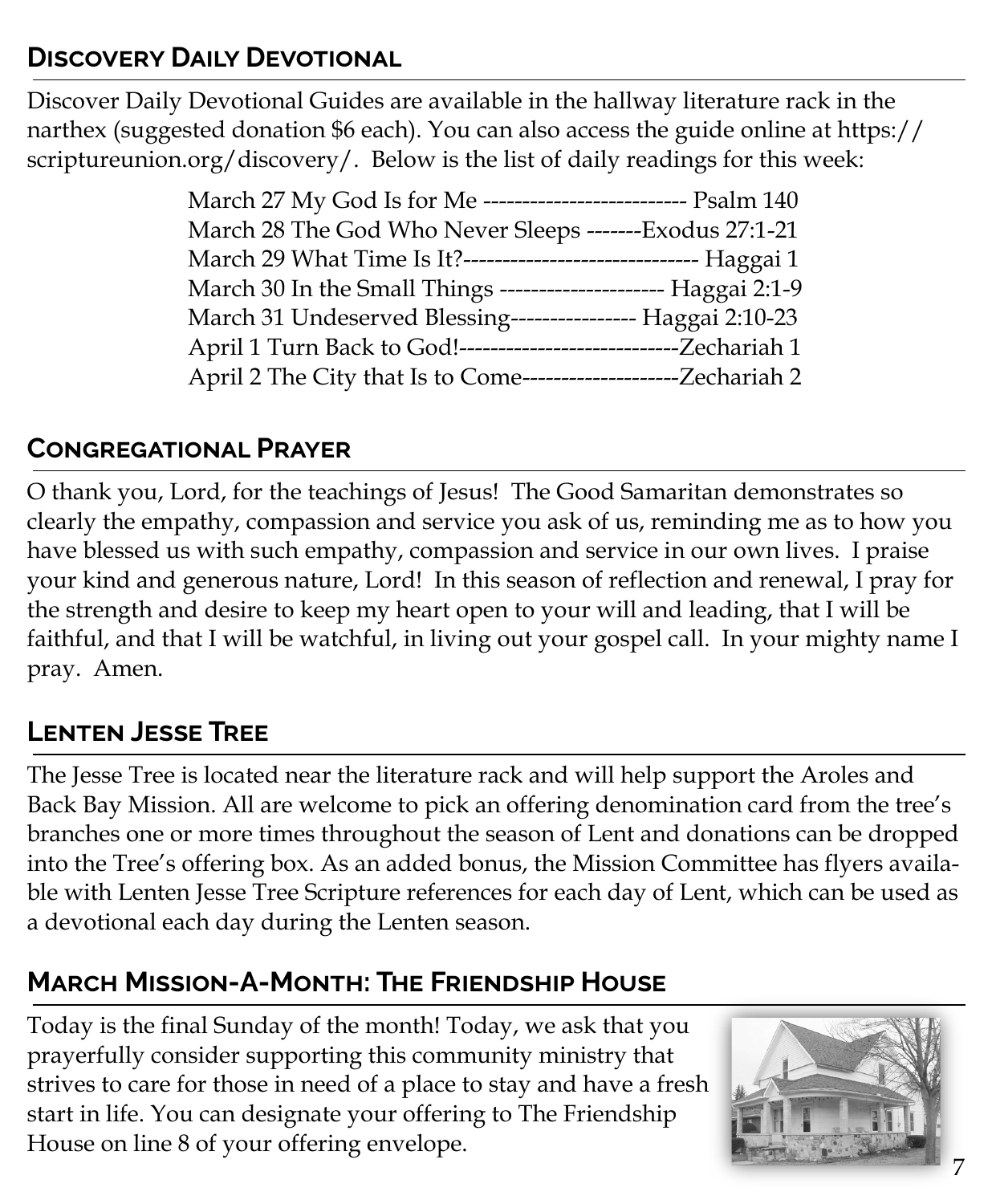## Discovery Daily Devotional

Discover Daily Devotional Guides are available in the hallway literature rack in the narthex (suggested donation $6 each). You can also access the guide online at https://scriptureunion.org/discovery/. Below is the list of daily readings for this week:

March 27 My God Is for Me -------------------------- Psalm 140
March 28 The God Who Never Sleeps -------Exodus 27:1-21
March 29 What Time Is It?------------------------------ Haggai 1
March 30 In the Small Things --------------------- Haggai 2:1-9
March 31 Undeserved Blessing---------------- Haggai 2:10-23
April 1 Turn Back to God!----------------------------Zechariah 1
April 2 The City that Is to Come--------------------Zechariah 2

## Congregational Prayer

O thank you, Lord, for the teachings of Jesus! The Good Samaritan demonstrates so clearly the empathy, compassion and service you ask of us, reminding me as to how you have blessed us with such empathy, compassion and service in our own lives. I praise your kind and generous nature, Lord! In this season of reflection and renewal, I pray for the strength and desire to keep my heart open to your will and leading, that I will be faithful, and that I will be watchful, in living out your gospel call. In your mighty name I pray. Amen.

## Lenten Jesse Tree

The Jesse Tree is located near the literature rack and will help support the Aroles and Back Bay Mission. All are welcome to pick an offering denomination card from the tree's branches one or more times throughout the season of Lent and donations can be dropped into the Tree's offering box. As an added bonus, the Mission Committee has flyers available with Lenten Jesse Tree Scripture references for each day of Lent, which can be used as a devotional each day during the Lenten season.

## March Mission-A-Month: The Friendship House

Today is the final Sunday of the month! Today, we ask that you prayerfully consider supporting this community ministry that strives to care for those in need of a place to stay and have a fresh start in life. You can designate your offering to The Friendship House on line 8 of your offering envelope.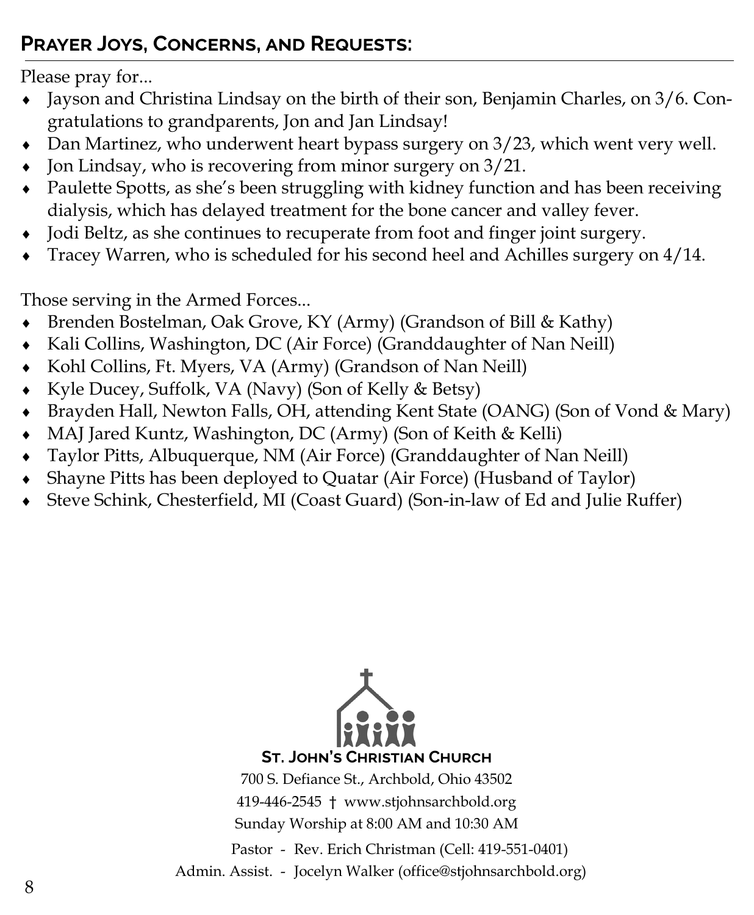## Prayer Joys, Concerns, and Requests:

Please pray for...

- Jayson and Christina Lindsay on the birth of their son, Benjamin Charles, on 3/6. Congratulations to grandparents, Jon and Jan Lindsay!
- Dan Martinez, who underwent heart bypass surgery on 3/23, which went very well.
- Jon Lindsay, who is recovering from minor surgery on 3/21.
- Paulette Spotts, as she's been struggling with kidney function and has been receiving dialysis, which has delayed treatment for the bone cancer and valley fever.
- Jodi Beltz, as she continues to recuperate from foot and finger joint surgery.
- Tracey Warren, who is scheduled for his second heel and Achilles surgery on 4/14.

Those serving in the Armed Forces...

- Brenden Bostelman, Oak Grove, KY (Army) (Grandson of Bill & Kathy)
- Kali Collins, Washington, DC (Air Force) (Granddaughter of Nan Neill)
- Kohl Collins, Ft. Myers, VA (Army) (Grandson of Nan Neill)
- Kyle Ducey, Suffolk, VA (Navy) (Son of Kelly & Betsy)
- Brayden Hall, Newton Falls, OH, attending Kent State (OANG) (Son of Vond & Mary)
- MAJ Jared Kuntz, Washington, DC (Army) (Son of Keith & Kelli)
- Taylor Pitts, Albuquerque, NM (Air Force) (Granddaughter of Nan Neill)
- Shayne Pitts has been deployed to Quatar (Air Force) (Husband of Taylor)
- Steve Schink, Chesterfield, MI (Coast Guard) (Son-in-law of Ed and Julie Ruffer)

**St. John's Christian Church**

700 S. Defiance St., Archbold, Ohio 43502

419-446-2545 † www.stjohnsarchbold.org

Sunday Worship at 8:00 AM and 10:30 AM

Pastor - Rev. Erich Christman (Cell: 419-551-0401)

Admin. Assist. - Jocelyn Walker (office@stjohnsarchbold.org)